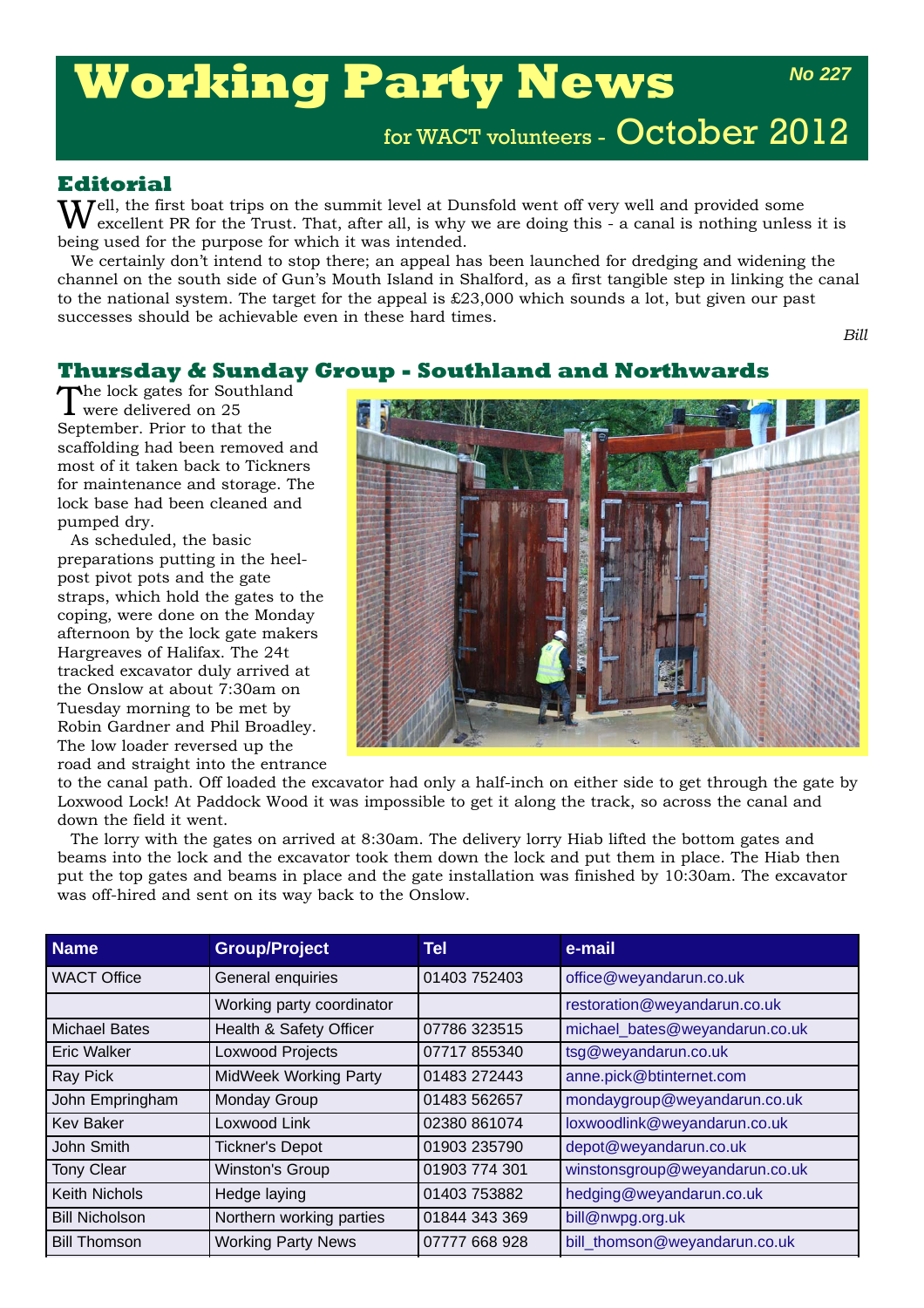# Working Party News

**No 227**

for WACT volunteers - October 2012

## Editorial

Well, the first boat trips on the summit level at Dunsfold went off very well and provided some excellent PR for the Trust. That, after all, is why we are doing this - a canal is nothing unless it is being used for the purpose for which it was intended.

We certainly don't intend to stop there; an appeal has been launched for dredging and widening the channel on the south side of Gun's Mouth Island in Shalford, as a first tangible step in linking the canal to the national system. The target for the appeal is £23,000 which sounds a lot, but given our past successes should be achievable even in these hard times.

*Bill*

## Thursday & Sunday Group - Southland and Northwards

The lock gates for Southland were delivered on 25 September. Prior to that the scaffolding had been removed and most of it taken back to Tickners for maintenance and storage. The lock base had been cleaned and pumped dry.

As scheduled, the basic preparations putting in the heel-post pivot pots and the gate straps, which hold the gates to the coping, were done on the Monday afternoon by the lock gate makers Hargreaves of Halifax. The 24t tracked excavator duly arrived at the Onslow at about 7:30am on Tuesday morning to be met by Robin Gardner and Phil Broadley. The low loader reversed up the road and straight into the entrance to the canal path. Off loaded the excavator had only a half-inch on either side to get through the gate by Loxwood Lock! At Paddock Wood it was impossible to get it along the track, so across the canal and down the field it went.

The lorry with the gates on arrived at 8:30am. The delivery lorry Hiab lifted the bottom gates and beams into the lock and the excavator took them down the lock and put them in place. The Hiab then put the top gates and beams in place and the gate installation was finished by 10:30am. The excavator was off-hired and sent on its way back to the Onslow.

| Name | Group/Project | Tel | e-mail |
|---|---|---|---|
| WACT Office | General enquiries | 01403 752403 | office@weyandarun.co.uk |
| | Working party coordinator | | restoration@weyandarun.co.uk |
| Michael Bates | Health & Safety Officer | 07786 323515 | michael_bates@weyandarun.co.uk |
| Eric Walker | Loxwood Projects | 07717 855340 | tsg@weyandarun.co.uk |
| Ray Pick | MidWeek Working Party | 01483 272443 | anne.pick@btinternet.com |
| John Empringham | Monday Group | 01483 562657 | mondaygroup@weyandarun.co.uk |
| Kev Baker | Loxwood Link | 02380 861074 | loxwoodlink@weyandarun.co.uk |
| John Smith | Tickner's Depot | 01903 235790 | depot@weyandarun.co.uk |
| Tony Clear | Winston's Group | 01903 774 301 | winstonsgroup@weyandarun.co.uk |
| Keith Nichols | Hedge laying | 01403 753882 | hedging@weyandarun.co.uk |
| Bill Nicholson | Northern working parties | 01844 343 369 | bill@nwpg.org.uk |
| Bill Thomson | Working Party News | 07777 668 928 | bill_thomson@weyandarun.co.uk |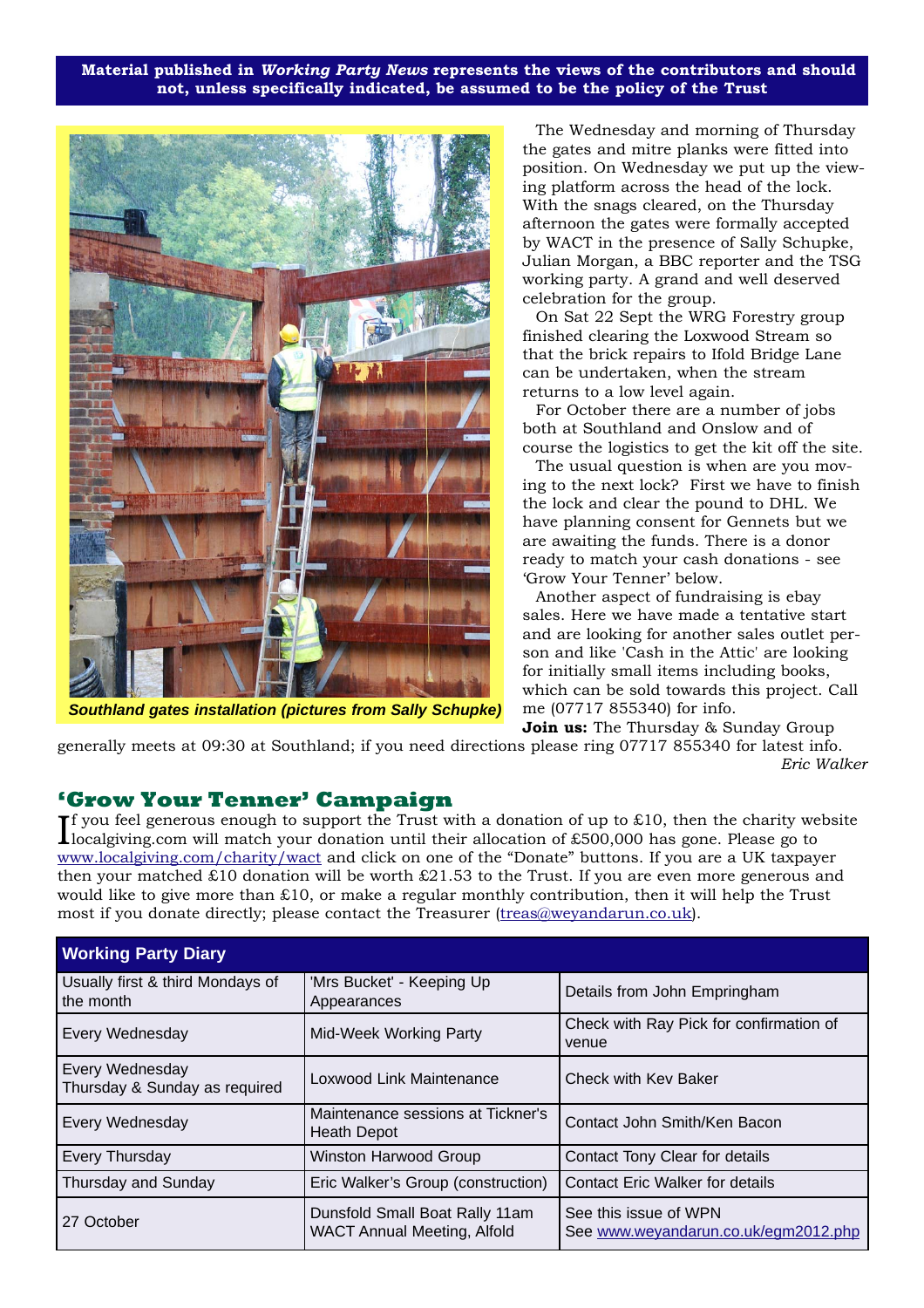**Material published in *Working Party News* represents the views of the contributors and should not, unless specifically indicated, be assumed to be the policy of the Trust**

*Southland gates installation (pictures from Sally Schupke)*

The Wednesday and morning of Thursday the gates and mitre planks were fitted into position. On Wednesday we put up the viewing platform across the head of the lock. With the snags cleared, on the Thursday afternoon the gates were formally accepted by WACT in the presence of Sally Schupke, Julian Morgan, a BBC reporter and the TSG working party. A grand and well deserved celebration for the group.

On Sat 22 Sept the WRG Forestry group finished clearing the Loxwood Stream so that the brick repairs to Ifold Bridge Lane can be undertaken, when the stream returns to a low level again.

For October there are a number of jobs both at Southland and Onslow and of course the logistics to get the kit off the site.

The usual question is when are you moving to the next lock? First we have to finish the lock and clear the pound to DHL. We have planning consent for Gennets but we are awaiting the funds. There is a donor ready to match your cash donations - see 'Grow Your Tenner' below.

Another aspect of fundraising is ebay sales. Here we have made a tentative start and are looking for another sales outlet person and like 'Cash in the Attic' are looking for initially small items including books, which can be sold towards this project. Call me (07717 855340) for info.

**Join us:** The Thursday & Sunday Group generally meets at 09:30 at Southland; if you need directions please ring 07717 855340 for latest info.

*Eric Walker*

## 'Grow Your Tenner' Campaign

If you feel generous enough to support the Trust with a donation of up to £10, then the charity website localgiving.com will match your donation until their allocation of £500,000 has gone. Please go to www.localgiving.com/charity/wact and click on one of the "Donate" buttons. If you are a UK taxpayer then your matched £10 donation will be worth £21.53 to the Trust. If you are even more generous and would like to give more than £10, or make a regular monthly contribution, then it will help the Trust most if you donate directly; please contact the Treasurer (treas@weyandarun.co.uk).

| Working Party Diary | | |
|---|---|---|
| Usually first & third Mondays of the month | 'Mrs Bucket' - Keeping Up Appearances | Details from John Empringham |
| Every Wednesday | Mid-Week Working Party | Check with Ray Pick for confirmation of venue |
| Every Wednesday<br>Thursday & Sunday as required | Loxwood Link Maintenance | Check with Kev Baker |
| Every Wednesday | Maintenance sessions at Tickner's Heath Depot | Contact John Smith/Ken Bacon |
| Every Thursday | Winston Harwood Group | Contact Tony Clear for details |
| Thursday and Sunday | Eric Walker's Group (construction) | Contact Eric Walker for details |
| 27 October | Dunsfold Small Boat Rally 11am<br>WACT Annual Meeting, Alfold | See this issue of WPN<br>See www.weyandarun.co.uk/egm2012.php |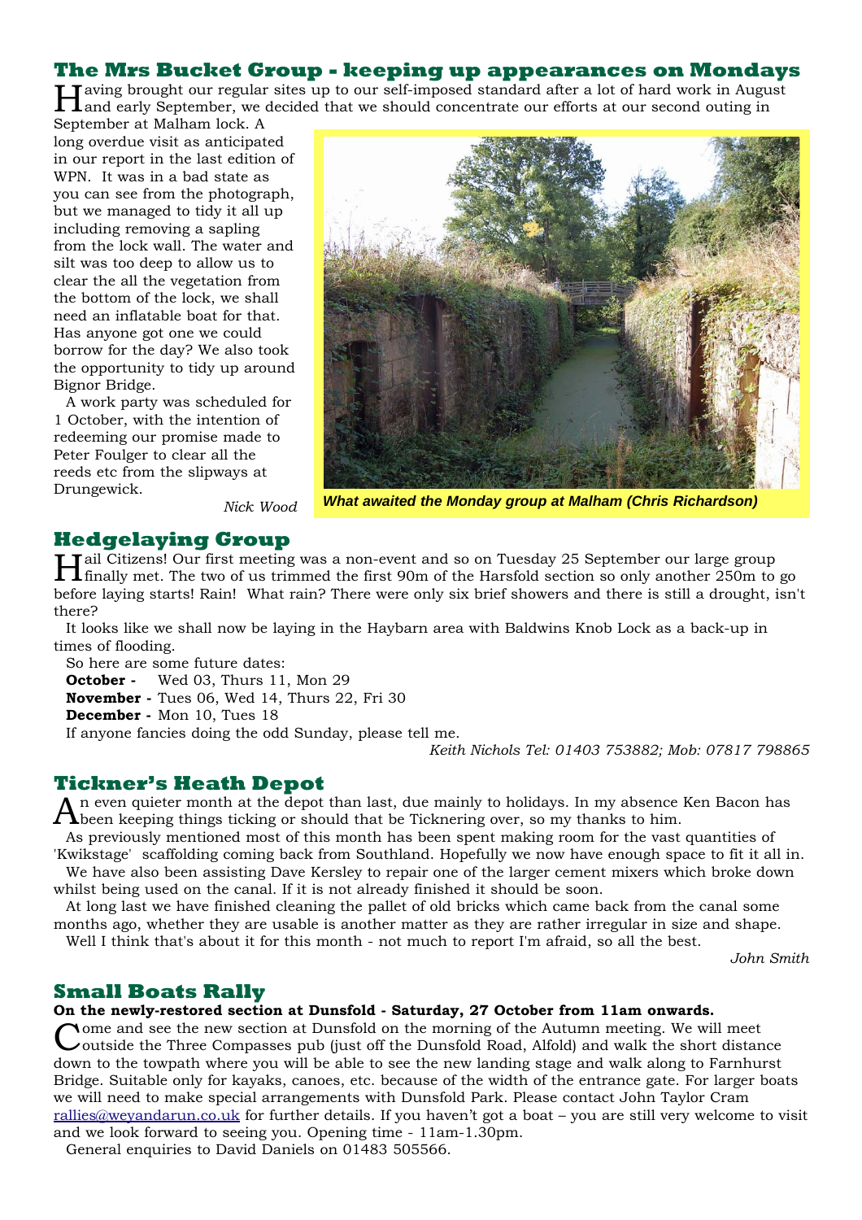## The Mrs Bucket Group - keeping up appearances on Mondays

Having brought our regular sites up to our self-imposed standard after a lot of hard work in August and early September, we decided that we should concentrate our efforts at our second outing in September at Malham lock. A long overdue visit as anticipated in our report in the last edition of WPN. It was in a bad state as you can see from the photograph, but we managed to tidy it all up including removing a sapling from the lock wall. The water and silt was too deep to allow us to clear the all the vegetation from the bottom of the lock, we shall need an inflatable boat for that. Has anyone got one we could borrow for the day? We also took the opportunity to tidy up around Bignor Bridge.

A work party was scheduled for 1 October, with the intention of redeeming our promise made to Peter Foulger to clear all the reeds etc from the slipways at Drungewick.

*Nick Wood*

***What awaited the Monday group at Malham (Chris Richardson)***

## Hedgelaying Group

Hail Citizens! Our first meeting was a non-event and so on Tuesday 25 September our large group finally met. The two of us trimmed the first 90m of the Harsfold section so only another 250m to go before laying starts! Rain! What rain? There were only six brief showers and there is still a drought, isn't there?

It looks like we shall now be laying in the Haybarn area with Baldwins Knob Lock as a back-up in times of flooding.

So here are some future dates:

**October -** Wed 03, Thurs 11, Mon 29

**November -** Tues 06, Wed 14, Thurs 22, Fri 30

**December -** Mon 10, Tues 18

If anyone fancies doing the odd Sunday, please tell me.

*Keith Nichols Tel: 01403 753882; Mob: 07817 798865*

## Tickner's Heath Depot

An even quieter month at the depot than last, due mainly to holidays. In my absence Ken Bacon has been keeping things ticking or should that be Ticknering over, so my thanks to him.

As previously mentioned most of this month has been spent making room for the vast quantities of 'Kwikstage' scaffolding coming back from Southland. Hopefully we now have enough space to fit it all in.

We have also been assisting Dave Kersley to repair one of the larger cement mixers which broke down whilst being used on the canal. If it is not already finished it should be soon.

At long last we have finished cleaning the pallet of old bricks which came back from the canal some months ago, whether they are usable is another matter as they are rather irregular in size and shape.

Well I think that's about it for this month - not much to report I'm afraid, so all the best.

*John Smith*

## Small Boats Rally

**On the newly-restored section at Dunsfold - Saturday, 27 October from 11am onwards.**

Come and see the new section at Dunsfold on the morning of the Autumn meeting. We will meet outside the Three Compasses pub (just off the Dunsfold Road, Alfold) and walk the short distance down to the towpath where you will be able to see the new landing stage and walk along to Farnhurst Bridge. Suitable only for kayaks, canoes, etc. because of the width of the entrance gate. For larger boats we will need to make special arrangements with Dunsfold Park. Please contact John Taylor Cram rallies@weyandarun.co.uk for further details. If you haven't got a boat – you are still very welcome to visit and we look forward to seeing you. Opening time - 11am-1.30pm.

General enquiries to David Daniels on 01483 505566.